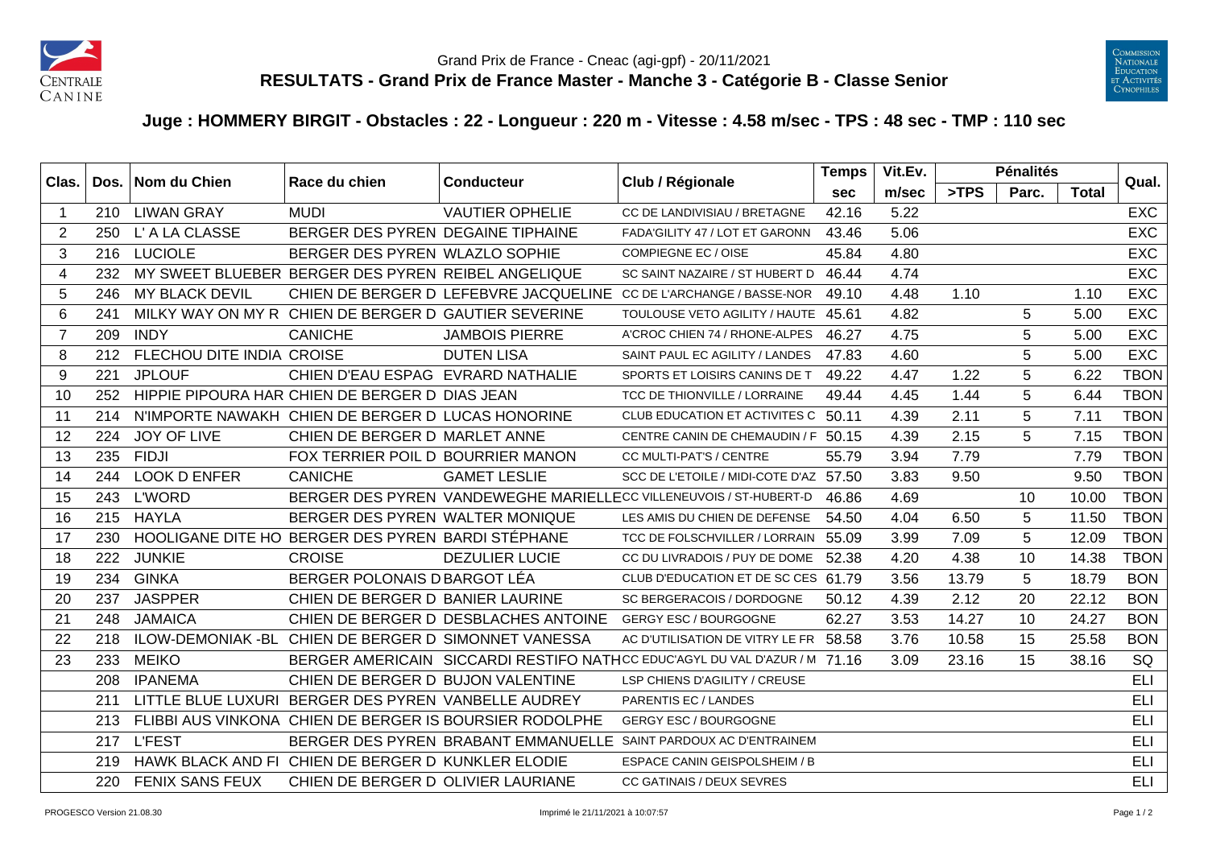Grand Prix de France - Cneac (agi-gpf) - 20/11/2021

# RESULTATS - Grand Prix de France Master - Manche 3 - Catégorie B - Classe Senior

## Juge : HOMMERY BIRGIT - Obstacles : 22 - Longueur : 220 m - Vitesse : 4.58 m/sec - TPS : 48 sec - TMP : 110 sec

| Clas. | Dos. | Nom du Chien | Race du chien | Conducteur | Club / Régionale | Temps | Vit.Ev. | Pénalités | | | Qual. |
|---|---|---|---|---|---|---|---|---|---|---|---|
| | | | | | | sec | m/sec | >TPS | Parc. | Total | |
| 1 | 210 | LIWAN GRAY | MUDI | VAUTIER OPHELIE | CC DE LANDIVISIAU / BRETAGNE | 42.16 | 5.22 | | | | EXC |
| 2 | 250 | L' A LA CLASSE | BERGER DES PYREN | DEGAINE TIPHAINE | FADA'GILITY 47 / LOT ET GARONN | 43.46 | 5.06 | | | | EXC |
| 3 | 216 | LUCIOLE | BERGER DES PYREN | WLAZLO SOPHIE | COMPIEGNE EC / OISE | 45.84 | 4.80 | | | | EXC |
| 4 | 232 | MY SWEET BLUEBER | BERGER DES PYREN | REIBEL ANGELIQUE | SC SAINT NAZAIRE / ST HUBERT D | 46.44 | 4.74 | | | | EXC |
| 5 | 246 | MY BLACK DEVIL | CHIEN DE BERGER D | LEFEBVRE JACQUELINE | CC DE L'ARCHANGE / BASSE-NOR | 49.10 | 4.48 | 1.10 | | 1.10 | EXC |
| 6 | 241 | MILKY WAY ON MY R | CHIEN DE BERGER D | GAUTIER SEVERINE | TOULOUSE VETO AGILITY / HAUTE | 45.61 | 4.82 | | 5 | 5.00 | EXC |
| 7 | 209 | INDY | CANICHE | JAMBOIS PIERRE | A'CROC CHIEN 74 / RHONE-ALPES | 46.27 | 4.75 | | 5 | 5.00 | EXC |
| 8 | 212 | FLECHOU DITE INDIA | CROISE | DUTEN LISA | SAINT PAUL EC AGILITY / LANDES | 47.83 | 4.60 | | 5 | 5.00 | EXC |
| 9 | 221 | JPLOUF | CHIEN D'EAU ESPAG | EVRARD NATHALIE | SPORTS ET LOISIRS CANINS DE T | 49.22 | 4.47 | 1.22 | 5 | 6.22 | TBON |
| 10 | 252 | HIPPIE PIPOURA HAR | CHIEN DE BERGER D | DIAS JEAN | TCC DE THIONVILLE / LORRAINE | 49.44 | 4.45 | 1.44 | 5 | 6.44 | TBON |
| 11 | 214 | N'IMPORTE NAWAKH | CHIEN DE BERGER D | LUCAS HONORINE | CLUB EDUCATION ET ACTIVITES C | 50.11 | 4.39 | 2.11 | 5 | 7.11 | TBON |
| 12 | 224 | JOY OF LIVE | CHIEN DE BERGER D | MARLET ANNE | CENTRE CANIN DE CHEMAUDIN / F | 50.15 | 4.39 | 2.15 | 5 | 7.15 | TBON |
| 13 | 235 | FIDJI | FOX TERRIER POIL D | BOURRIER MANON | CC MULTI-PAT'S / CENTRE | 55.79 | 3.94 | 7.79 | | 7.79 | TBON |
| 14 | 244 | LOOK D ENFER | CANICHE | GAMET LESLIE | SCC DE L'ETOILE / MIDI-COTE D'AZ | 57.50 | 3.83 | 9.50 | | 9.50 | TBON |
| 15 | 243 | L'WORD | BERGER DES PYREN | VANDEWEGHE MARIELLE | CC VILLENEUVOIS / ST-HUBERT-D | 46.86 | 4.69 | | 10 | 10.00 | TBON |
| 16 | 215 | HAYLA | BERGER DES PYREN | WALTER MONIQUE | LES AMIS DU CHIEN DE DEFENSE | 54.50 | 4.04 | 6.50 | 5 | 11.50 | TBON |
| 17 | 230 | HOOLIGANE DITE HO | BERGER DES PYREN | BARDI STÉPHANE | TCC DE FOLSCHVILLER / LORRAIN | 55.09 | 3.99 | 7.09 | 5 | 12.09 | TBON |
| 18 | 222 | JUNKIE | CROISE | DEZULIER LUCIE | CC DU LIVRADOIS / PUY DE DOME | 52.38 | 4.20 | 4.38 | 10 | 14.38 | TBON |
| 19 | 234 | GINKA | BERGER POLONAIS D | BARGOT LÉA | CLUB D'EDUCATION ET DE SC CES | 61.79 | 3.56 | 13.79 | 5 | 18.79 | BON |
| 20 | 237 | JASPPER | CHIEN DE BERGER D | BANIER LAURINE | SC BERGERACOIS / DORDOGNE | 50.12 | 4.39 | 2.12 | 20 | 22.12 | BON |
| 21 | 248 | JAMAICA | CHIEN DE BERGER D | DESBLACHES ANTOINE | GERGY ESC / BOURGOGNE | 62.27 | 3.53 | 14.27 | 10 | 24.27 | BON |
| 22 | 218 | ILOW-DEMONIAK -BL | CHIEN DE BERGER D | SIMONNET VANESSA | AC D'UTILISATION DE VITRY LE FR | 58.58 | 3.76 | 10.58 | 15 | 25.58 | BON |
| 23 | 233 | MEIKO | BERGER AMERICAIN | SICCARDI RESTIFO NATH | CC EDUC'AGYL DU VAL D'AZUR / M | 71.16 | 3.09 | 23.16 | 15 | 38.16 | SQ |
| | 208 | IPANEMA | CHIEN DE BERGER D | BUJON VALENTINE | LSP CHIENS D'AGILITY / CREUSE | | | | | | ELI |
| | 211 | LITTLE BLUE LUXURI | BERGER DES PYREN | VANBELLE AUDREY | PARENTIS EC / LANDES | | | | | | ELI |
| | 213 | FLIBBI AUS VINKONA | CHIEN DE BERGER IS | BOURSIER RODOLPHE | GERGY ESC / BOURGOGNE | | | | | | ELI |
| | 217 | L'FEST | BERGER DES PYREN | BRABANT EMMANUELLE | SAINT PARDOUX AC D'ENTRAINEM | | | | | | ELI |
| | 219 | HAWK BLACK AND FI | CHIEN DE BERGER D | KUNKLER ELODIE | ESPACE CANIN GEISPOLSHEIM / B | | | | | | ELI |
| | 220 | FENIX SANS FEUX | CHIEN DE BERGER D | OLIVIER LAURIANE | CC GATINAIS / DEUX SEVRES | | | | | | ELI |

PROGESCO Version 21.08.30 — Imprimé le 21/11/2021 à 10:07:57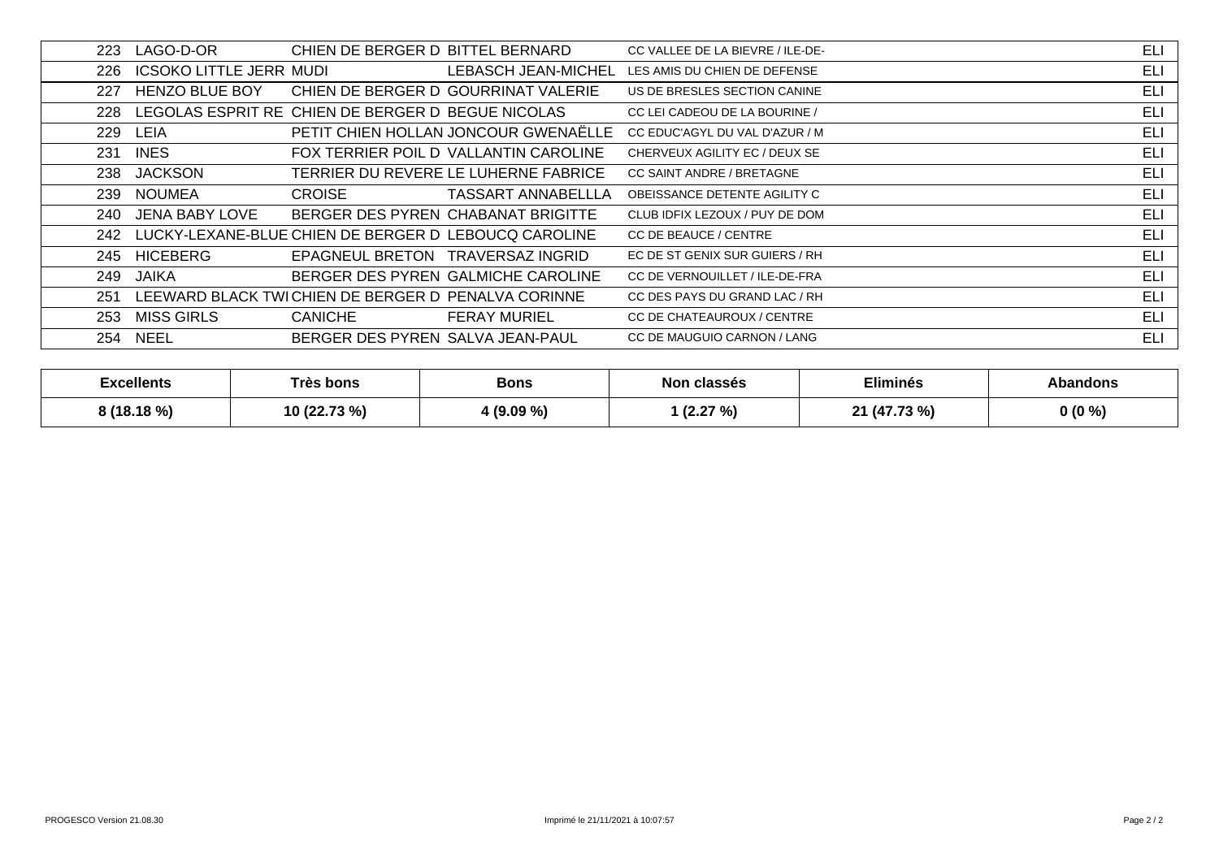| | | | | | |
|---|---|---|---|---|---|
| 223 | LAGO-D-OR | CHIEN DE BERGER D | BITTEL BERNARD | CC VALLEE DE LA BIEVRE / ILE-DE- | ELI |
| 226 | ICSOKO LITTLE JERR | MUDI | LEBASCH JEAN-MICHEL | LES AMIS DU CHIEN DE DEFENSE | ELI |
| 227 | HENZO BLUE BOY | CHIEN DE BERGER D | GOURRINAT VALERIE | US DE BRESLES SECTION CANINE | ELI |
| 228 | LEGOLAS ESPRIT RE | CHIEN DE BERGER D | BEGUE NICOLAS | CC LEI CADEOU DE LA BOURINE / | ELI |
| 229 | LEIA | PETIT CHIEN HOLLAN | JONCOUR GWENAËLLE | CC EDUC'AGYL DU VAL D'AZUR / M | ELI |
| 231 | INES | FOX TERRIER POIL D | VALLANTIN CAROLINE | CHERVEUX AGILITY EC / DEUX SE | ELI |
| 238 | JACKSON | TERRIER DU REVERE | LE LUHERNE FABRICE | CC SAINT ANDRE / BRETAGNE | ELI |
| 239 | NOUMEA | CROISE | TASSART ANNABELLLA | OBEISSANCE DETENTE AGILITY C | ELI |
| 240 | JENA BABY LOVE | BERGER DES PYREN | CHABANAT BRIGITTE | CLUB IDFIX LEZOUX / PUY DE DOM | ELI |
| 242 | LUCKY-LEXANE-BLUE | CHIEN DE BERGER D | LEBOUCQ CAROLINE | CC DE BEAUCE / CENTRE | ELI |
| 245 | HICEBERG | EPAGNEUL BRETON | TRAVERSAZ INGRID | EC DE ST GENIX SUR GUIERS / RH | ELI |
| 249 | JAIKA | BERGER DES PYREN | GALMICHE CAROLINE | CC DE VERNOUILLET / ILE-DE-FRA | ELI |
| 251 | LEEWARD BLACK TWI | CHIEN DE BERGER D | PENALVA CORINNE | CC DES PAYS DU GRAND LAC / RH | ELI |
| 253 | MISS GIRLS | CANICHE | FERAY MURIEL | CC DE CHATEAUROUX / CENTRE | ELI |
| 254 | NEEL | BERGER DES PYREN | SALVA JEAN-PAUL | CC DE MAUGUIO CARNON / LANG | ELI |

| Excellents | Très bons | Bons | Non classés | Eliminés | Abandons |
|---|---|---|---|---|---|
| 8 (18.18 %) | 10 (22.73 %) | 4 (9.09 %) | 1 (2.27 %) | 21 (47.73 %) | 0 (0 %) |

PROGESCO Version 21.08.30

Imprimé le 21/11/2021 à 10:07:57